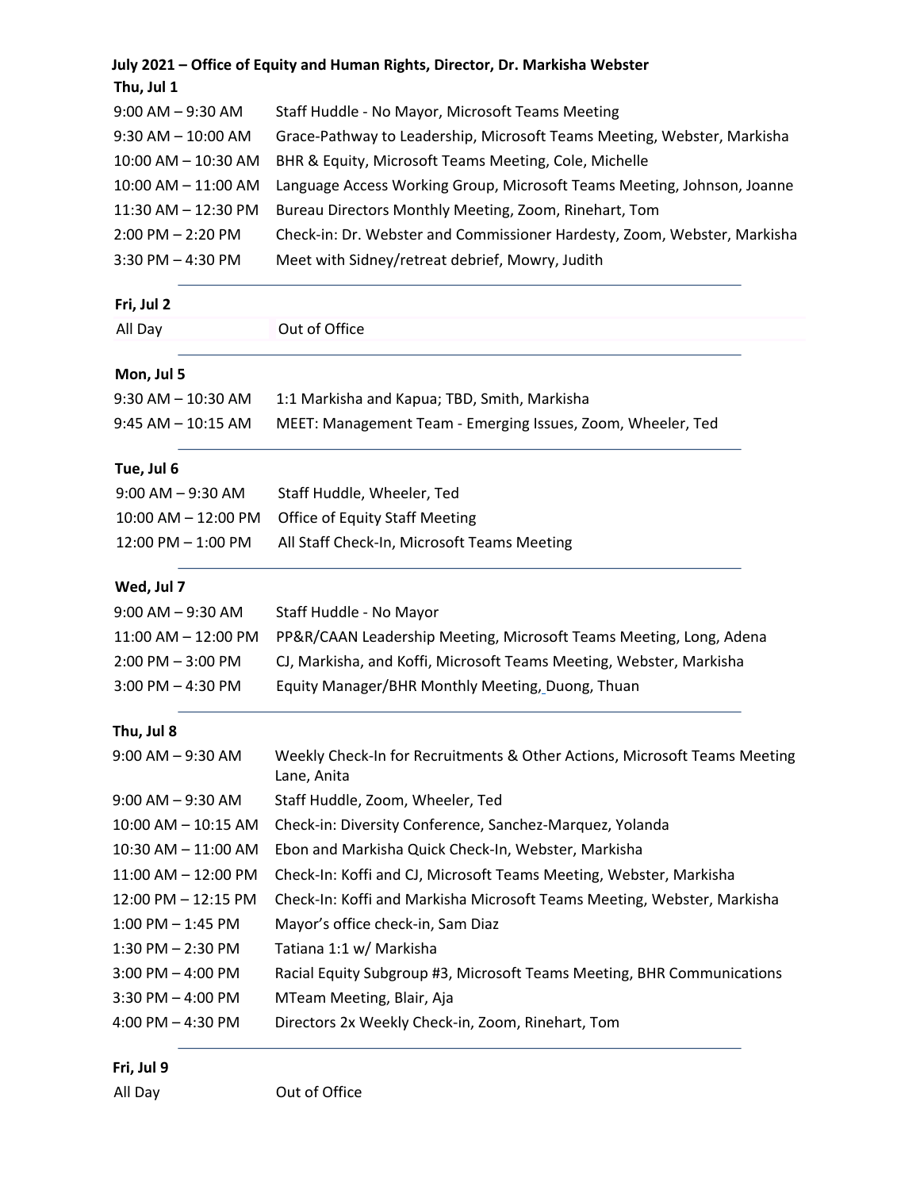**July 2021 – Office of Equity and Human Rights, Director, Dr. Markisha Webster**

**Thu, Jul 1**

| | |
|---|---|
| 9:00 AM – 9:30 AM | Staff Huddle - No Mayor, Microsoft Teams Meeting |
| 9:30 AM – 10:00 AM | Grace-Pathway to Leadership, Microsoft Teams Meeting, Webster, Markisha |
| 10:00 AM – 10:30 AM | BHR & Equity, Microsoft Teams Meeting, Cole, Michelle |
| 10:00 AM – 11:00 AM | Language Access Working Group, Microsoft Teams Meeting, Johnson, Joanne |
| 11:30 AM – 12:30 PM | Bureau Directors Monthly Meeting, Zoom, Rinehart, Tom |
| 2:00 PM – 2:20 PM | Check-in: Dr. Webster and Commissioner Hardesty, Zoom, Webster, Markisha |
| 3:30 PM – 4:30 PM | Meet with Sidney/retreat debrief, Mowry, Judith |

**Fri, Jul 2**

| | |
|---|---|
| All Day | Out of Office |

**Mon, Jul 5**

| | |
|---|---|
| 9:30 AM – 10:30 AM | 1:1 Markisha and Kapua; TBD, Smith, Markisha |
| 9:45 AM – 10:15 AM | MEET: Management Team - Emerging Issues, Zoom, Wheeler, Ted |

**Tue, Jul 6**

| | |
|---|---|
| 9:00 AM – 9:30 AM | Staff Huddle, Wheeler, Ted |
| 10:00 AM – 12:00 PM | Office of Equity Staff Meeting |
| 12:00 PM – 1:00 PM | All Staff Check-In, Microsoft Teams Meeting |

**Wed, Jul 7**

| | |
|---|---|
| 9:00 AM – 9:30 AM | Staff Huddle - No Mayor |
| 11:00 AM – 12:00 PM | PP&R/CAAN Leadership Meeting, Microsoft Teams Meeting, Long, Adena |
| 2:00 PM – 3:00 PM | CJ, Markisha, and Koffi, Microsoft Teams Meeting, Webster, Markisha |
| 3:00 PM – 4:30 PM | Equity Manager/BHR Monthly Meeting, Duong, Thuan |

**Thu, Jul 8**

| | |
|---|---|
| 9:00 AM – 9:30 AM | Weekly Check-In for Recruitments & Other Actions, Microsoft Teams Meeting Lane, Anita |
| 9:00 AM – 9:30 AM | Staff Huddle, Zoom, Wheeler, Ted |
| 10:00 AM – 10:15 AM | Check-in: Diversity Conference, Sanchez-Marquez, Yolanda |
| 10:30 AM – 11:00 AM | Ebon and Markisha Quick Check-In, Webster, Markisha |
| 11:00 AM – 12:00 PM | Check-In: Koffi and CJ, Microsoft Teams Meeting, Webster, Markisha |
| 12:00 PM – 12:15 PM | Check-In: Koffi and Markisha Microsoft Teams Meeting, Webster, Markisha |
| 1:00 PM – 1:45 PM | Mayor's office check-in, Sam Diaz |
| 1:30 PM – 2:30 PM | Tatiana 1:1 w/ Markisha |
| 3:00 PM – 4:00 PM | Racial Equity Subgroup #3, Microsoft Teams Meeting, BHR Communications |
| 3:30 PM – 4:00 PM | MTeam Meeting, Blair, Aja |
| 4:00 PM – 4:30 PM | Directors 2x Weekly Check-in, Zoom, Rinehart, Tom |

**Fri, Jul 9**

| | |
|---|---|
| All Day | Out of Office |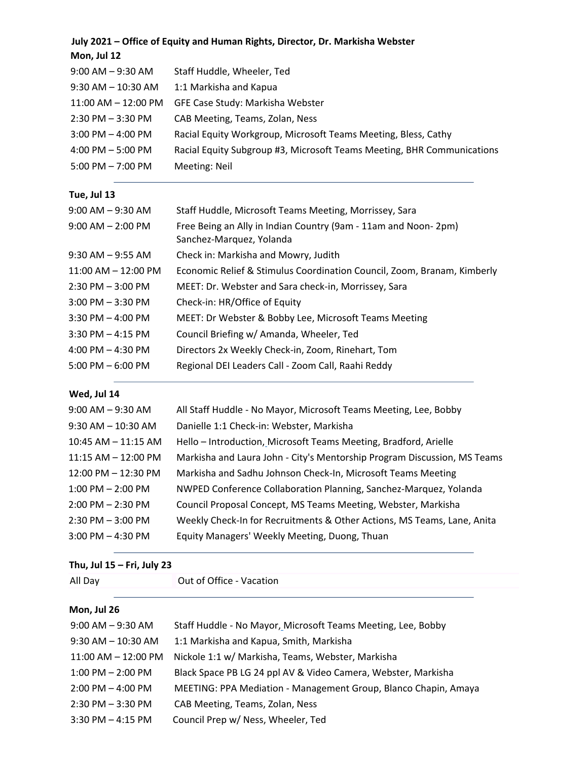**July 2021 – Office of Equity and Human Rights, Director, Dr. Markisha Webster**

**Mon, Jul 12**

| | |
|---|---|
| 9:00 AM – 9:30 AM | Staff Huddle, Wheeler, Ted |
| 9:30 AM – 10:30 AM | 1:1 Markisha and Kapua |
| 11:00 AM – 12:00 PM | GFE Case Study: Markisha Webster |
| 2:30 PM – 3:30 PM | CAB Meeting, Teams, Zolan, Ness |
| 3:00 PM – 4:00 PM | Racial Equity Workgroup, Microsoft Teams Meeting, Bless, Cathy |
| 4:00 PM – 5:00 PM | Racial Equity Subgroup #3, Microsoft Teams Meeting, BHR Communications |
| 5:00 PM – 7:00 PM | Meeting: Neil |

**Tue, Jul 13**

| | |
|---|---|
| 9:00 AM – 9:30 AM | Staff Huddle, Microsoft Teams Meeting, Morrissey, Sara |
| 9:00 AM – 2:00 PM | Free Being an Ally in Indian Country (9am - 11am and Noon- 2pm) Sanchez-Marquez, Yolanda |
| 9:30 AM – 9:55 AM | Check in: Markisha and Mowry, Judith |
| 11:00 AM – 12:00 PM | Economic Relief & Stimulus Coordination Council, Zoom, Branam, Kimberly |
| 2:30 PM – 3:00 PM | MEET: Dr. Webster and Sara check-in, Morrissey, Sara |
| 3:00 PM – 3:30 PM | Check-in: HR/Office of Equity |
| 3:30 PM – 4:00 PM | MEET: Dr Webster & Bobby Lee, Microsoft Teams Meeting |
| 3:30 PM – 4:15 PM | Council Briefing w/ Amanda, Wheeler, Ted |
| 4:00 PM – 4:30 PM | Directors 2x Weekly Check-in, Zoom, Rinehart, Tom |
| 5:00 PM – 6:00 PM | Regional DEI Leaders Call - Zoom Call, Raahi Reddy |

**Wed, Jul 14**

| | |
|---|---|
| 9:00 AM – 9:30 AM | All Staff Huddle - No Mayor, Microsoft Teams Meeting, Lee, Bobby |
| 9:30 AM – 10:30 AM | Danielle 1:1 Check-in: Webster, Markisha |
| 10:45 AM – 11:15 AM | Hello – Introduction, Microsoft Teams Meeting, Bradford, Arielle |
| 11:15 AM – 12:00 PM | Markisha and Laura John - City's Mentorship Program Discussion, MS Teams |
| 12:00 PM – 12:30 PM | Markisha and Sadhu Johnson Check-In, Microsoft Teams Meeting |
| 1:00 PM – 2:00 PM | NWPED Conference Collaboration Planning, Sanchez-Marquez, Yolanda |
| 2:00 PM – 2:30 PM | Council Proposal Concept, MS Teams Meeting, Webster, Markisha |
| 2:30 PM – 3:00 PM | Weekly Check-In for Recruitments & Other Actions, MS Teams, Lane, Anita |
| 3:00 PM – 4:30 PM | Equity Managers' Weekly Meeting, Duong, Thuan |

**Thu, Jul 15 – Fri, July 23**

| | |
|---|---|
| All Day | Out of Office - Vacation |

**Mon, Jul 26**

| | |
|---|---|
| 9:00 AM – 9:30 AM | Staff Huddle - No Mayor, Microsoft Teams Meeting, Lee, Bobby |
| 9:30 AM – 10:30 AM | 1:1 Markisha and Kapua, Smith, Markisha |
| 11:00 AM – 12:00 PM | Nickole 1:1 w/ Markisha, Teams, Webster, Markisha |
| 1:00 PM – 2:00 PM | Black Space PB LG 24 ppl AV & Video Camera, Webster, Markisha |
| 2:00 PM – 4:00 PM | MEETING: PPA Mediation - Management Group, Blanco Chapin, Amaya |
| 2:30 PM – 3:30 PM | CAB Meeting, Teams, Zolan, Ness |
| 3:30 PM – 4:15 PM | Council Prep w/ Ness, Wheeler, Ted |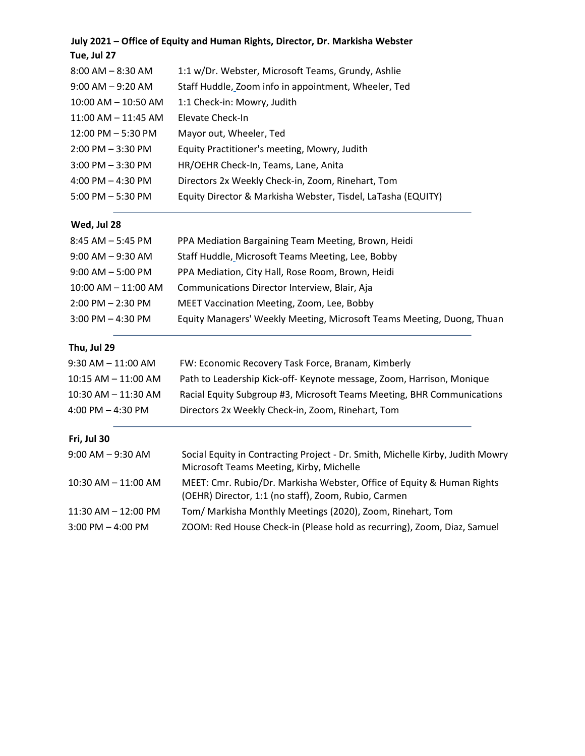**July 2021 – Office of Equity and Human Rights, Director, Dr. Markisha Webster**

**Tue, Jul 27**

| | |
|---|---|
| 8:00 AM – 8:30 AM | 1:1 w/Dr. Webster, Microsoft Teams, Grundy, Ashlie |
| 9:00 AM – 9:20 AM | Staff Huddle, Zoom info in appointment, Wheeler, Ted |
| 10:00 AM – 10:50 AM | 1:1 Check-in: Mowry, Judith |
| 11:00 AM – 11:45 AM | Elevate Check-In |
| 12:00 PM – 5:30 PM | Mayor out, Wheeler, Ted |
| 2:00 PM – 3:30 PM | Equity Practitioner's meeting, Mowry, Judith |
| 3:00 PM – 3:30 PM | HR/OEHR Check-In, Teams, Lane, Anita |
| 4:00 PM – 4:30 PM | Directors 2x Weekly Check-in, Zoom, Rinehart, Tom |
| 5:00 PM – 5:30 PM | Equity Director & Markisha Webster, Tisdel, LaTasha (EQUITY) |

**Wed, Jul 28**

| | |
|---|---|
| 8:45 AM – 5:45 PM | PPA Mediation Bargaining Team Meeting, Brown, Heidi |
| 9:00 AM – 9:30 AM | Staff Huddle, Microsoft Teams Meeting, Lee, Bobby |
| 9:00 AM – 5:00 PM | PPA Mediation, City Hall, Rose Room, Brown, Heidi |
| 10:00 AM – 11:00 AM | Communications Director Interview, Blair, Aja |
| 2:00 PM – 2:30 PM | MEET Vaccination Meeting, Zoom, Lee, Bobby |
| 3:00 PM – 4:30 PM | Equity Managers' Weekly Meeting, Microsoft Teams Meeting, Duong, Thuan |

**Thu, Jul 29**

| | |
|---|---|
| 9:30 AM – 11:00 AM | FW: Economic Recovery Task Force, Branam, Kimberly |
| 10:15 AM – 11:00 AM | Path to Leadership Kick-off- Keynote message, Zoom, Harrison, Monique |
| 10:30 AM – 11:30 AM | Racial Equity Subgroup #3, Microsoft Teams Meeting, BHR Communications |
| 4:00 PM – 4:30 PM | Directors 2x Weekly Check-in, Zoom, Rinehart, Tom |

**Fri, Jul 30**

| | |
|---|---|
| 9:00 AM – 9:30 AM | Social Equity in Contracting Project - Dr. Smith, Michelle Kirby, Judith Mowry Microsoft Teams Meeting, Kirby, Michelle |
| 10:30 AM – 11:00 AM | MEET: Cmr. Rubio/Dr. Markisha Webster, Office of Equity & Human Rights (OEHR) Director, 1:1 (no staff), Zoom, Rubio, Carmen |
| 11:30 AM – 12:00 PM | Tom/ Markisha Monthly Meetings (2020), Zoom, Rinehart, Tom |
| 3:00 PM – 4:00 PM | ZOOM: Red House Check-in (Please hold as recurring), Zoom, Diaz, Samuel |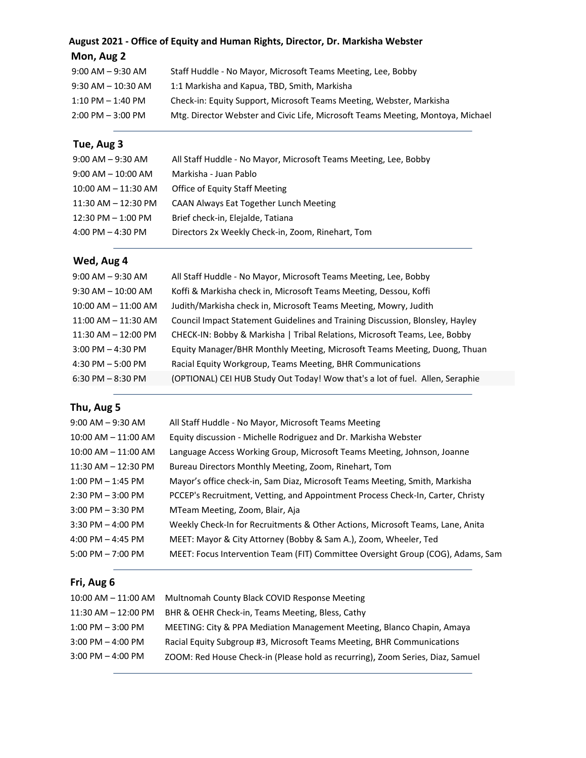**August 2021 - Office of Equity and Human Rights, Director, Dr. Markisha Webster**

## Mon, Aug 2

| | |
|---|---|
| 9:00 AM – 9:30 AM | Staff Huddle - No Mayor, Microsoft Teams Meeting, Lee, Bobby |
| 9:30 AM – 10:30 AM | 1:1 Markisha and Kapua, TBD, Smith, Markisha |
| 1:10 PM – 1:40 PM | Check-in: Equity Support, Microsoft Teams Meeting, Webster, Markisha |
| 2:00 PM – 3:00 PM | Mtg. Director Webster and Civic Life, Microsoft Teams Meeting, Montoya, Michael |

## Tue, Aug 3

| | |
|---|---|
| 9:00 AM – 9:30 AM | All Staff Huddle - No Mayor, Microsoft Teams Meeting, Lee, Bobby |
| 9:00 AM – 10:00 AM | Markisha - Juan Pablo |
| 10:00 AM – 11:30 AM | Office of Equity Staff Meeting |
| 11:30 AM – 12:30 PM | CAAN Always Eat Together Lunch Meeting |
| 12:30 PM – 1:00 PM | Brief check-in, Elejalde, Tatiana |
| 4:00 PM – 4:30 PM | Directors 2x Weekly Check-in, Zoom, Rinehart, Tom |

## Wed, Aug 4

| | |
|---|---|
| 9:00 AM – 9:30 AM | All Staff Huddle - No Mayor, Microsoft Teams Meeting, Lee, Bobby |
| 9:30 AM – 10:00 AM | Koffi & Markisha check in, Microsoft Teams Meeting, Dessou, Koffi |
| 10:00 AM – 11:00 AM | Judith/Markisha check in, Microsoft Teams Meeting, Mowry, Judith |
| 11:00 AM – 11:30 AM | Council Impact Statement Guidelines and Training Discussion, Blonsley, Hayley |
| 11:30 AM – 12:00 PM | CHECK-IN: Bobby & Markisha \| Tribal Relations, Microsoft Teams, Lee, Bobby |
| 3:00 PM – 4:30 PM | Equity Manager/BHR Monthly Meeting, Microsoft Teams Meeting, Duong, Thuan |
| 4:30 PM – 5:00 PM | Racial Equity Workgroup, Teams Meeting, BHR Communications |
| 6:30 PM – 8:30 PM | (OPTIONAL) CEI HUB Study Out Today! Wow that's a lot of fuel. Allen, Seraphie |

## Thu, Aug 5

| | |
|---|---|
| 9:00 AM – 9:30 AM | All Staff Huddle - No Mayor, Microsoft Teams Meeting |
| 10:00 AM – 11:00 AM | Equity discussion - Michelle Rodriguez and Dr. Markisha Webster |
| 10:00 AM – 11:00 AM | Language Access Working Group, Microsoft Teams Meeting, Johnson, Joanne |
| 11:30 AM – 12:30 PM | Bureau Directors Monthly Meeting, Zoom, Rinehart, Tom |
| 1:00 PM – 1:45 PM | Mayor's office check-in, Sam Diaz, Microsoft Teams Meeting, Smith, Markisha |
| 2:30 PM – 3:00 PM | PCCEP's Recruitment, Vetting, and Appointment Process Check-In, Carter, Christy |
| 3:00 PM – 3:30 PM | MTeam Meeting, Zoom, Blair, Aja |
| 3:30 PM – 4:00 PM | Weekly Check-In for Recruitments & Other Actions, Microsoft Teams, Lane, Anita |
| 4:00 PM – 4:45 PM | MEET: Mayor & City Attorney (Bobby & Sam A.), Zoom, Wheeler, Ted |
| 5:00 PM – 7:00 PM | MEET: Focus Intervention Team (FIT) Committee Oversight Group (COG), Adams, Sam |

## Fri, Aug 6

| | |
|---|---|
| 10:00 AM – 11:00 AM | Multnomah County Black COVID Response Meeting |
| 11:30 AM – 12:00 PM | BHR & OEHR Check-in, Teams Meeting, Bless, Cathy |
| 1:00 PM – 3:00 PM | MEETING: City & PPA Mediation Management Meeting, Blanco Chapin, Amaya |
| 3:00 PM – 4:00 PM | Racial Equity Subgroup #3, Microsoft Teams Meeting, BHR Communications |
| 3:00 PM – 4:00 PM | ZOOM: Red House Check-in (Please hold as recurring), Zoom Series, Diaz, Samuel |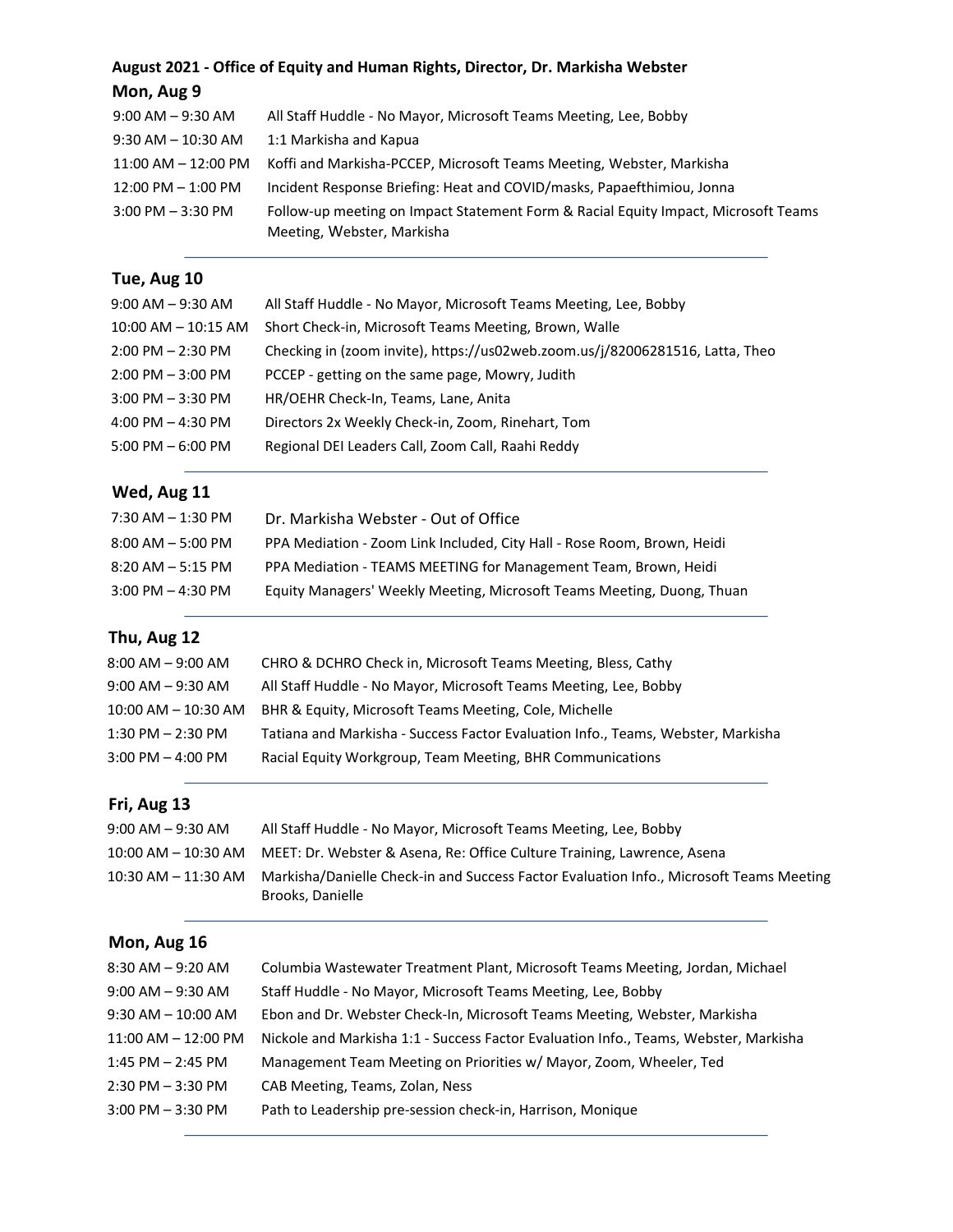**August 2021 - Office of Equity and Human Rights, Director, Dr. Markisha Webster**

### Mon, Aug 9

| | |
|---|---|
| 9:00 AM – 9:30 AM | All Staff Huddle - No Mayor, Microsoft Teams Meeting, Lee, Bobby |
| 9:30 AM – 10:30 AM | 1:1 Markisha and Kapua |
| 11:00 AM – 12:00 PM | Koffi and Markisha-PCCEP, Microsoft Teams Meeting, Webster, Markisha |
| 12:00 PM – 1:00 PM | Incident Response Briefing: Heat and COVID/masks, Papaefthimiou, Jonna |
| 3:00 PM – 3:30 PM | Follow-up meeting on Impact Statement Form & Racial Equity Impact, Microsoft Teams Meeting, Webster, Markisha |

### Tue, Aug 10

| | |
|---|---|
| 9:00 AM – 9:30 AM | All Staff Huddle - No Mayor, Microsoft Teams Meeting, Lee, Bobby |
| 10:00 AM – 10:15 AM | Short Check-in, Microsoft Teams Meeting, Brown, Walle |
| 2:00 PM – 2:30 PM | Checking in (zoom invite), https://us02web.zoom.us/j/82006281516, Latta, Theo |
| 2:00 PM – 3:00 PM | PCCEP - getting on the same page, Mowry, Judith |
| 3:00 PM – 3:30 PM | HR/OEHR Check-In, Teams, Lane, Anita |
| 4:00 PM – 4:30 PM | Directors 2x Weekly Check-in, Zoom, Rinehart, Tom |
| 5:00 PM – 6:00 PM | Regional DEI Leaders Call, Zoom Call, Raahi Reddy |

### Wed, Aug 11

| | |
|---|---|
| 7:30 AM – 1:30 PM | Dr. Markisha Webster - Out of Office |
| 8:00 AM – 5:00 PM | PPA Mediation - Zoom Link Included, City Hall - Rose Room, Brown, Heidi |
| 8:20 AM – 5:15 PM | PPA Mediation - TEAMS MEETING for Management Team, Brown, Heidi |
| 3:00 PM – 4:30 PM | Equity Managers' Weekly Meeting, Microsoft Teams Meeting, Duong, Thuan |

### Thu, Aug 12

| | |
|---|---|
| 8:00 AM – 9:00 AM | CHRO & DCHRO Check in, Microsoft Teams Meeting, Bless, Cathy |
| 9:00 AM – 9:30 AM | All Staff Huddle - No Mayor, Microsoft Teams Meeting, Lee, Bobby |
| 10:00 AM – 10:30 AM | BHR & Equity, Microsoft Teams Meeting, Cole, Michelle |
| 1:30 PM – 2:30 PM | Tatiana and Markisha - Success Factor Evaluation Info., Teams, Webster, Markisha |
| 3:00 PM – 4:00 PM | Racial Equity Workgroup, Team Meeting, BHR Communications |

### Fri, Aug 13

| | |
|---|---|
| 9:00 AM – 9:30 AM | All Staff Huddle - No Mayor, Microsoft Teams Meeting, Lee, Bobby |
| 10:00 AM – 10:30 AM | MEET: Dr. Webster & Asena, Re: Office Culture Training, Lawrence, Asena |
| 10:30 AM – 11:30 AM | Markisha/Danielle Check-in and Success Factor Evaluation Info., Microsoft Teams Meeting Brooks, Danielle |

### Mon, Aug 16

| | |
|---|---|
| 8:30 AM – 9:20 AM | Columbia Wastewater Treatment Plant, Microsoft Teams Meeting, Jordan, Michael |
| 9:00 AM – 9:30 AM | Staff Huddle - No Mayor, Microsoft Teams Meeting, Lee, Bobby |
| 9:30 AM – 10:00 AM | Ebon and Dr. Webster Check-In, Microsoft Teams Meeting, Webster, Markisha |
| 11:00 AM – 12:00 PM | Nickole and Markisha 1:1 - Success Factor Evaluation Info., Teams, Webster, Markisha |
| 1:45 PM – 2:45 PM | Management Team Meeting on Priorities w/ Mayor, Zoom, Wheeler, Ted |
| 2:30 PM – 3:30 PM | CAB Meeting, Teams, Zolan, Ness |
| 3:00 PM – 3:30 PM | Path to Leadership pre-session check-in, Harrison, Monique |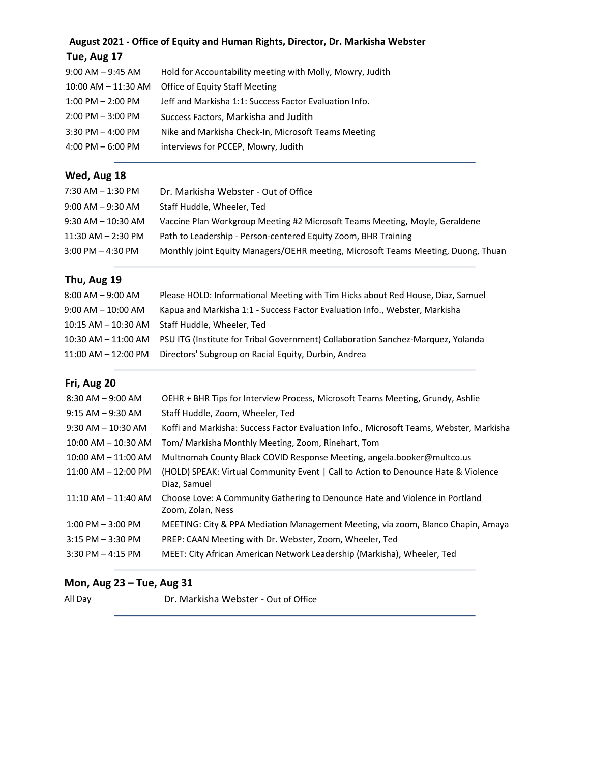**August 2021 - Office of Equity and Human Rights, Director, Dr. Markisha Webster**

## Tue, Aug 17

| | |
|---|---|
| 9:00 AM – 9:45 AM | Hold for Accountability meeting with Molly, Mowry, Judith |
| 10:00 AM – 11:30 AM | Office of Equity Staff Meeting |
| 1:00 PM – 2:00 PM | Jeff and Markisha 1:1: Success Factor Evaluation Info. |
| 2:00 PM – 3:00 PM | Success Factors, Markisha and Judith |
| 3:30 PM – 4:00 PM | Nike and Markisha Check-In, Microsoft Teams Meeting |
| 4:00 PM – 6:00 PM | interviews for PCCEP, Mowry, Judith |

## Wed, Aug 18

| | |
|---|---|
| 7:30 AM – 1:30 PM | Dr. Markisha Webster - Out of Office |
| 9:00 AM – 9:30 AM | Staff Huddle, Wheeler, Ted |
| 9:30 AM – 10:30 AM | Vaccine Plan Workgroup Meeting #2 Microsoft Teams Meeting, Moyle, Geraldene |
| 11:30 AM – 2:30 PM | Path to Leadership - Person-centered Equity Zoom, BHR Training |
| 3:00 PM – 4:30 PM | Monthly joint Equity Managers/OEHR meeting, Microsoft Teams Meeting, Duong, Thuan |

## Thu, Aug 19

| | |
|---|---|
| 8:00 AM – 9:00 AM | Please HOLD: Informational Meeting with Tim Hicks about Red House, Diaz, Samuel |
| 9:00 AM – 10:00 AM | Kapua and Markisha 1:1 - Success Factor Evaluation Info., Webster, Markisha |
| 10:15 AM – 10:30 AM | Staff Huddle, Wheeler, Ted |
| 10:30 AM – 11:00 AM | PSU ITG (Institute for Tribal Government) Collaboration Sanchez-Marquez, Yolanda |
| 11:00 AM – 12:00 PM | Directors' Subgroup on Racial Equity, Durbin, Andrea |

## Fri, Aug 20

| | |
|---|---|
| 8:30 AM – 9:00 AM | OEHR + BHR Tips for Interview Process, Microsoft Teams Meeting, Grundy, Ashlie |
| 9:15 AM – 9:30 AM | Staff Huddle, Zoom, Wheeler, Ted |
| 9:30 AM – 10:30 AM | Koffi and Markisha: Success Factor Evaluation Info., Microsoft Teams, Webster, Markisha |
| 10:00 AM – 10:30 AM | Tom/ Markisha Monthly Meeting, Zoom, Rinehart, Tom |
| 10:00 AM – 11:00 AM | Multnomah County Black COVID Response Meeting, angela.booker@multco.us |
| 11:00 AM – 12:00 PM | (HOLD) SPEAK: Virtual Community Event \| Call to Action to Denounce Hate & Violence Diaz, Samuel |
| 11:10 AM – 11:40 AM | Choose Love: A Community Gathering to Denounce Hate and Violence in Portland Zoom, Zolan, Ness |
| 1:00 PM – 3:00 PM | MEETING: City & PPA Mediation Management Meeting, via zoom, Blanco Chapin, Amaya |
| 3:15 PM – 3:30 PM | PREP: CAAN Meeting with Dr. Webster, Zoom, Wheeler, Ted |
| 3:30 PM – 4:15 PM | MEET: City African American Network Leadership (Markisha), Wheeler, Ted |

## Mon, Aug 23 – Tue, Aug 31

| | |
|---|---|
| All Day | Dr. Markisha Webster - Out of Office |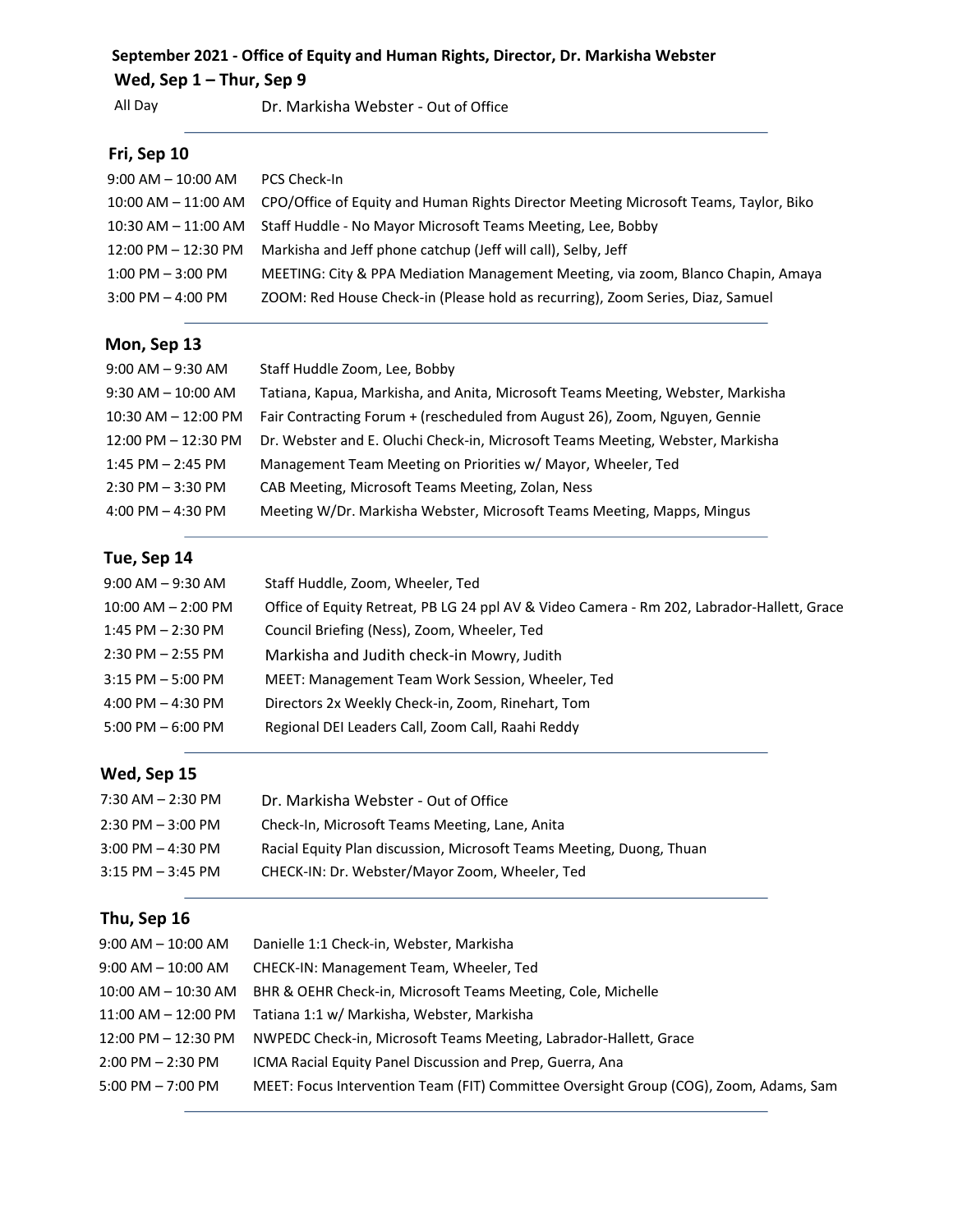**September 2021 - Office of Equity and Human Rights, Director, Dr. Markisha Webster**

### Wed, Sep 1 – Thur, Sep 9

| | |
|---|---|
| All Day | Dr. Markisha Webster - Out of Office |

### Fri, Sep 10

| | |
|---|---|
| 9:00 AM – 10:00 AM | PCS Check-In |
| 10:00 AM – 11:00 AM | CPO/Office of Equity and Human Rights Director Meeting Microsoft Teams, Taylor, Biko |
| 10:30 AM – 11:00 AM | Staff Huddle - No Mayor Microsoft Teams Meeting, Lee, Bobby |
| 12:00 PM – 12:30 PM | Markisha and Jeff phone catchup (Jeff will call), Selby, Jeff |
| 1:00 PM – 3:00 PM | MEETING: City & PPA Mediation Management Meeting, via zoom, Blanco Chapin, Amaya |
| 3:00 PM – 4:00 PM | ZOOM: Red House Check-in (Please hold as recurring), Zoom Series, Diaz, Samuel |

### Mon, Sep 13

| | |
|---|---|
| 9:00 AM – 9:30 AM | Staff Huddle Zoom, Lee, Bobby |
| 9:30 AM – 10:00 AM | Tatiana, Kapua, Markisha, and Anita, Microsoft Teams Meeting, Webster, Markisha |
| 10:30 AM – 12:00 PM | Fair Contracting Forum + (rescheduled from August 26), Zoom, Nguyen, Gennie |
| 12:00 PM – 12:30 PM | Dr. Webster and E. Oluchi Check-in, Microsoft Teams Meeting, Webster, Markisha |
| 1:45 PM – 2:45 PM | Management Team Meeting on Priorities w/ Mayor, Wheeler, Ted |
| 2:30 PM – 3:30 PM | CAB Meeting, Microsoft Teams Meeting, Zolan, Ness |
| 4:00 PM – 4:30 PM | Meeting W/Dr. Markisha Webster, Microsoft Teams Meeting, Mapps, Mingus |

### Tue, Sep 14

| | |
|---|---|
| 9:00 AM – 9:30 AM | Staff Huddle, Zoom, Wheeler, Ted |
| 10:00 AM – 2:00 PM | Office of Equity Retreat, PB LG 24 ppl AV & Video Camera - Rm 202, Labrador-Hallett, Grace |
| 1:45 PM – 2:30 PM | Council Briefing (Ness), Zoom, Wheeler, Ted |
| 2:30 PM – 2:55 PM | Markisha and Judith check-in Mowry, Judith |
| 3:15 PM – 5:00 PM | MEET: Management Team Work Session, Wheeler, Ted |
| 4:00 PM – 4:30 PM | Directors 2x Weekly Check-in, Zoom, Rinehart, Tom |
| 5:00 PM – 6:00 PM | Regional DEI Leaders Call, Zoom Call, Raahi Reddy |

### Wed, Sep 15

| | |
|---|---|
| 7:30 AM – 2:30 PM | Dr. Markisha Webster - Out of Office |
| 2:30 PM – 3:00 PM | Check-In, Microsoft Teams Meeting, Lane, Anita |
| 3:00 PM – 4:30 PM | Racial Equity Plan discussion, Microsoft Teams Meeting, Duong, Thuan |
| 3:15 PM – 3:45 PM | CHECK-IN: Dr. Webster/Mayor Zoom, Wheeler, Ted |

### Thu, Sep 16

| | |
|---|---|
| 9:00 AM – 10:00 AM | Danielle 1:1 Check-in, Webster, Markisha |
| 9:00 AM – 10:00 AM | CHECK-IN: Management Team, Wheeler, Ted |
| 10:00 AM – 10:30 AM | BHR & OEHR Check-in, Microsoft Teams Meeting, Cole, Michelle |
| 11:00 AM – 12:00 PM | Tatiana 1:1 w/ Markisha, Webster, Markisha |
| 12:00 PM – 12:30 PM | NWPEDC Check-in, Microsoft Teams Meeting, Labrador-Hallett, Grace |
| 2:00 PM – 2:30 PM | ICMA Racial Equity Panel Discussion and Prep, Guerra, Ana |
| 5:00 PM – 7:00 PM | MEET: Focus Intervention Team (FIT) Committee Oversight Group (COG), Zoom, Adams, Sam |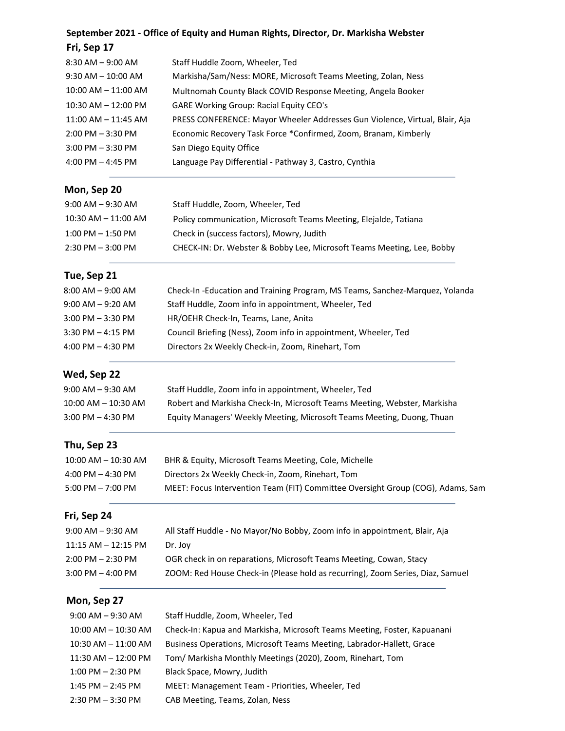**September 2021 - Office of Equity and Human Rights, Director, Dr. Markisha Webster**

**Fri, Sep 17**

| | |
|---|---|
| 8:30 AM – 9:00 AM | Staff Huddle Zoom, Wheeler, Ted |
| 9:30 AM – 10:00 AM | Markisha/Sam/Ness: MORE, Microsoft Teams Meeting, Zolan, Ness |
| 10:00 AM – 11:00 AM | Multnomah County Black COVID Response Meeting, Angela Booker |
| 10:30 AM – 12:00 PM | GARE Working Group: Racial Equity CEO's |
| 11:00 AM – 11:45 AM | PRESS CONFERENCE: Mayor Wheeler Addresses Gun Violence, Virtual, Blair, Aja |
| 2:00 PM – 3:30 PM | Economic Recovery Task Force *Confirmed, Zoom, Branam, Kimberly |
| 3:00 PM – 3:30 PM | San Diego Equity Office |
| 4:00 PM – 4:45 PM | Language Pay Differential - Pathway 3, Castro, Cynthia |

**Mon, Sep 20**

| | |
|---|---|
| 9:00 AM – 9:30 AM | Staff Huddle, Zoom, Wheeler, Ted |
| 10:30 AM – 11:00 AM | Policy communication, Microsoft Teams Meeting, Elejalde, Tatiana |
| 1:00 PM – 1:50 PM | Check in (success factors), Mowry, Judith |
| 2:30 PM – 3:00 PM | CHECK-IN: Dr. Webster & Bobby Lee, Microsoft Teams Meeting, Lee, Bobby |

**Tue, Sep 21**

| | |
|---|---|
| 8:00 AM – 9:00 AM | Check-In -Education and Training Program, MS Teams, Sanchez-Marquez, Yolanda |
| 9:00 AM – 9:20 AM | Staff Huddle, Zoom info in appointment, Wheeler, Ted |
| 3:00 PM – 3:30 PM | HR/OEHR Check-In, Teams, Lane, Anita |
| 3:30 PM – 4:15 PM | Council Briefing (Ness), Zoom info in appointment, Wheeler, Ted |
| 4:00 PM – 4:30 PM | Directors 2x Weekly Check-in, Zoom, Rinehart, Tom |

**Wed, Sep 22**

| | |
|---|---|
| 9:00 AM – 9:30 AM | Staff Huddle, Zoom info in appointment, Wheeler, Ted |
| 10:00 AM – 10:30 AM | Robert and Markisha Check-In, Microsoft Teams Meeting, Webster, Markisha |
| 3:00 PM – 4:30 PM | Equity Managers' Weekly Meeting, Microsoft Teams Meeting, Duong, Thuan |

**Thu, Sep 23**

| | |
|---|---|
| 10:00 AM – 10:30 AM | BHR & Equity, Microsoft Teams Meeting, Cole, Michelle |
| 4:00 PM – 4:30 PM | Directors 2x Weekly Check-in, Zoom, Rinehart, Tom |
| 5:00 PM – 7:00 PM | MEET: Focus Intervention Team (FIT) Committee Oversight Group (COG), Adams, Sam |

**Fri, Sep 24**

| | |
|---|---|
| 9:00 AM – 9:30 AM | All Staff Huddle - No Mayor/No Bobby, Zoom info in appointment, Blair, Aja |
| 11:15 AM – 12:15 PM | Dr. Joy |
| 2:00 PM – 2:30 PM | OGR check in on reparations, Microsoft Teams Meeting, Cowan, Stacy |
| 3:00 PM – 4:00 PM | ZOOM: Red House Check-in (Please hold as recurring), Zoom Series, Diaz, Samuel |

**Mon, Sep 27**

| | |
|---|---|
| 9:00 AM – 9:30 AM | Staff Huddle, Zoom, Wheeler, Ted |
| 10:00 AM – 10:30 AM | Check-In: Kapua and Markisha, Microsoft Teams Meeting, Foster, Kapuanani |
| 10:30 AM – 11:00 AM | Business Operations, Microsoft Teams Meeting, Labrador-Hallett, Grace |
| 11:30 AM – 12:00 PM | Tom/ Markisha Monthly Meetings (2020), Zoom, Rinehart, Tom |
| 1:00 PM – 2:30 PM | Black Space, Mowry, Judith |
| 1:45 PM – 2:45 PM | MEET: Management Team - Priorities, Wheeler, Ted |
| 2:30 PM – 3:30 PM | CAB Meeting, Teams, Zolan, Ness |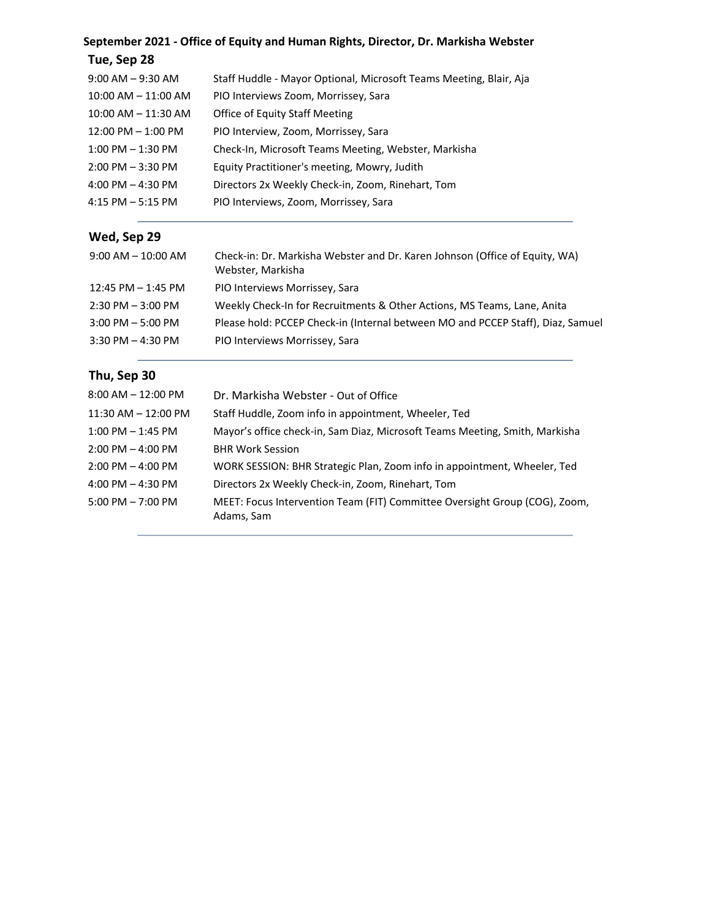**September 2021 - Office of Equity and Human Rights, Director, Dr. Markisha Webster**

## Tue, Sep 28

| | |
|---|---|
| 9:00 AM – 9:30 AM | Staff Huddle - Mayor Optional, Microsoft Teams Meeting, Blair, Aja |
| 10:00 AM – 11:00 AM | PIO Interviews Zoom, Morrissey, Sara |
| 10:00 AM – 11:30 AM | Office of Equity Staff Meeting |
| 12:00 PM – 1:00 PM | PIO Interview, Zoom, Morrissey, Sara |
| 1:00 PM – 1:30 PM | Check-In, Microsoft Teams Meeting, Webster, Markisha |
| 2:00 PM – 3:30 PM | Equity Practitioner's meeting, Mowry, Judith |
| 4:00 PM – 4:30 PM | Directors 2x Weekly Check-in, Zoom, Rinehart, Tom |
| 4:15 PM – 5:15 PM | PIO Interviews, Zoom, Morrissey, Sara |

## Wed, Sep 29

| | |
|---|---|
| 9:00 AM – 10:00 AM | Check-in: Dr. Markisha Webster and Dr. Karen Johnson (Office of Equity, WA) Webster, Markisha |
| 12:45 PM – 1:45 PM | PIO Interviews Morrissey, Sara |
| 2:30 PM – 3:00 PM | Weekly Check-In for Recruitments & Other Actions, MS Teams, Lane, Anita |
| 3:00 PM – 5:00 PM | Please hold: PCCEP Check-in (Internal between MO and PCCEP Staff), Diaz, Samuel |
| 3:30 PM – 4:30 PM | PIO Interviews Morrissey, Sara |

## Thu, Sep 30

| | |
|---|---|
| 8:00 AM – 12:00 PM | Dr. Markisha Webster - Out of Office |
| 11:30 AM – 12:00 PM | Staff Huddle, Zoom info in appointment, Wheeler, Ted |
| 1:00 PM – 1:45 PM | Mayor's office check-in, Sam Diaz, Microsoft Teams Meeting, Smith, Markisha |
| 2:00 PM – 4:00 PM | BHR Work Session |
| 2:00 PM – 4:00 PM | WORK SESSION: BHR Strategic Plan, Zoom info in appointment, Wheeler, Ted |
| 4:00 PM – 4:30 PM | Directors 2x Weekly Check-in, Zoom, Rinehart, Tom |
| 5:00 PM – 7:00 PM | MEET: Focus Intervention Team (FIT) Committee Oversight Group (COG), Zoom, Adams, Sam |